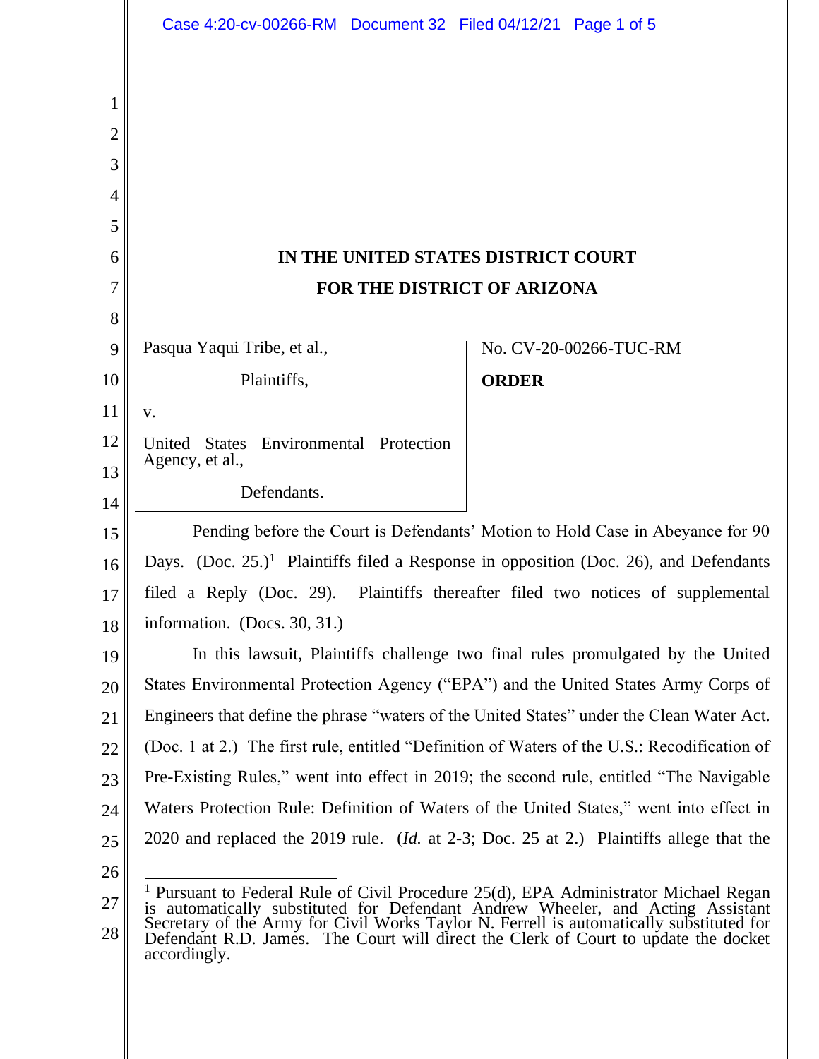**IN THE UNITED STATES DISTRICT COURT**

**FOR THE DISTRICT OF ARIZONA**

| | |
|---|---|
| Pasqua Yaqui Tribe, et al.,<br><br>Plaintiffs,<br><br>v.<br><br>United States Environmental Protection Agency, et al.,<br><br>Defendants. | No. CV-20-00266-TUC-RM<br><br>**ORDER** |

Pending before the Court is Defendants' Motion to Hold Case in Abeyance for 90 Days. (Doc. 25.)[1] Plaintiffs filed a Response in opposition (Doc. 26), and Defendants filed a Reply (Doc. 29). Plaintiffs thereafter filed two notices of supplemental information. (Docs. 30, 31.)

In this lawsuit, Plaintiffs challenge two final rules promulgated by the United States Environmental Protection Agency ("EPA") and the United States Army Corps of Engineers that define the phrase "waters of the United States" under the Clean Water Act. (Doc. 1 at 2.) The first rule, entitled "Definition of Waters of the U.S.: Recodification of Pre-Existing Rules," went into effect in 2019; the second rule, entitled "The Navigable Waters Protection Rule: Definition of Waters of the United States," went into effect in 2020 and replaced the 2019 rule. (*Id.* at 2-3; Doc. 25 at 2.) Plaintiffs allege that the

---

[1] Pursuant to Federal Rule of Civil Procedure 25(d), EPA Administrator Michael Regan is automatically substituted for Defendant Andrew Wheeler, and Acting Assistant Secretary of the Army for Civil Works Taylor N. Ferrell is automatically substituted for Defendant R.D. James. The Court will direct the Clerk of Court to update the docket accordingly.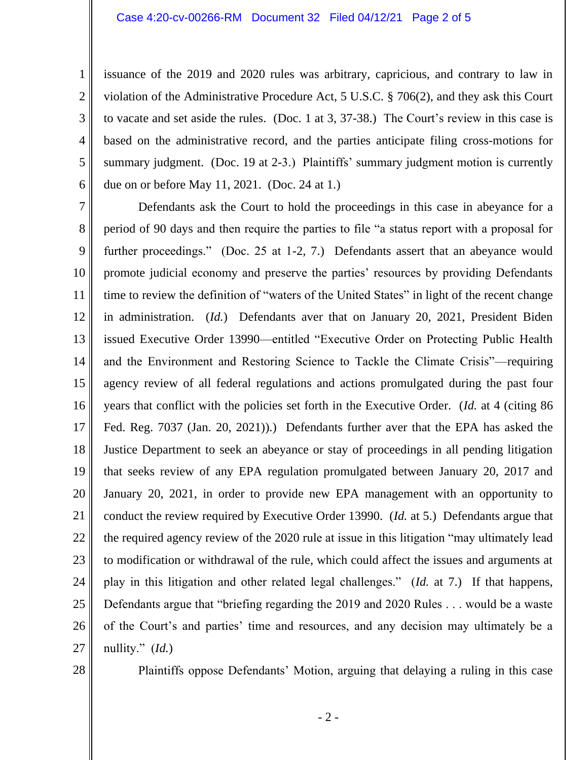issuance of the 2019 and 2020 rules was arbitrary, capricious, and contrary to law in violation of the Administrative Procedure Act, 5 U.S.C. § 706(2), and they ask this Court to vacate and set aside the rules. (Doc. 1 at 3, 37-38.) The Court's review in this case is based on the administrative record, and the parties anticipate filing cross-motions for summary judgment. (Doc. 19 at 2-3.) Plaintiffs' summary judgment motion is currently due on or before May 11, 2021. (Doc. 24 at 1.)

Defendants ask the Court to hold the proceedings in this case in abeyance for a period of 90 days and then require the parties to file "a status report with a proposal for further proceedings." (Doc. 25 at 1-2, 7.) Defendants assert that an abeyance would promote judicial economy and preserve the parties' resources by providing Defendants time to review the definition of "waters of the United States" in light of the recent change in administration. (*Id.*) Defendants aver that on January 20, 2021, President Biden issued Executive Order 13990—entitled "Executive Order on Protecting Public Health and the Environment and Restoring Science to Tackle the Climate Crisis"—requiring agency review of all federal regulations and actions promulgated during the past four years that conflict with the policies set forth in the Executive Order. (*Id.* at 4 (citing 86 Fed. Reg. 7037 (Jan. 20, 2021)).) Defendants further aver that the EPA has asked the Justice Department to seek an abeyance or stay of proceedings in all pending litigation that seeks review of any EPA regulation promulgated between January 20, 2017 and January 20, 2021, in order to provide new EPA management with an opportunity to conduct the review required by Executive Order 13990. (*Id.* at 5.) Defendants argue that the required agency review of the 2020 rule at issue in this litigation "may ultimately lead to modification or withdrawal of the rule, which could affect the issues and arguments at play in this litigation and other related legal challenges." (*Id.* at 7.) If that happens, Defendants argue that "briefing regarding the 2019 and 2020 Rules . . . would be a waste of the Court's and parties' time and resources, and any decision may ultimately be a nullity." (*Id.*)

Plaintiffs oppose Defendants' Motion, arguing that delaying a ruling in this case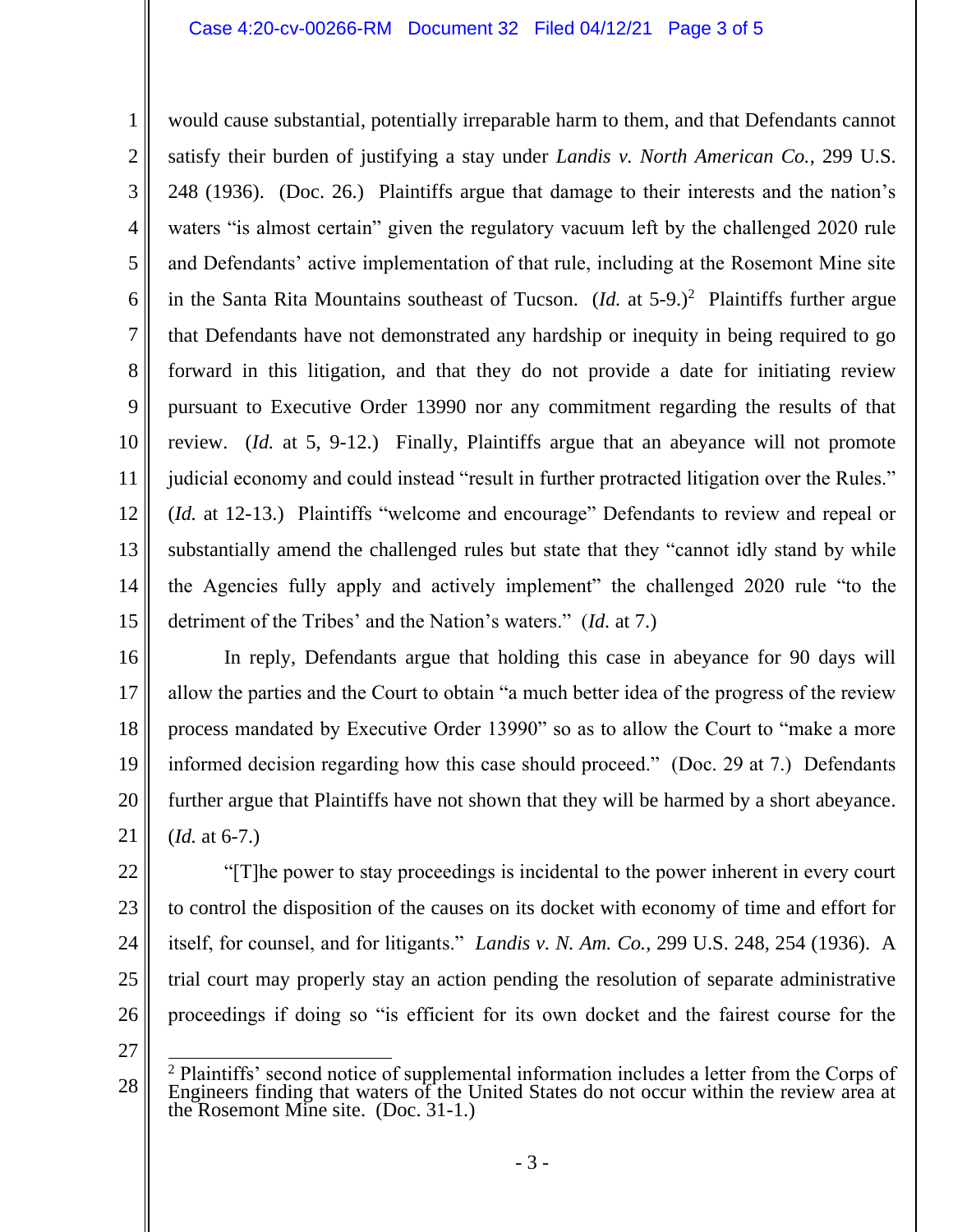would cause substantial, potentially irreparable harm to them, and that Defendants cannot satisfy their burden of justifying a stay under *Landis v. North American Co.*, 299 U.S. 248 (1936). (Doc. 26.) Plaintiffs argue that damage to their interests and the nation's waters "is almost certain" given the regulatory vacuum left by the challenged 2020 rule and Defendants' active implementation of that rule, including at the Rosemont Mine site in the Santa Rita Mountains southeast of Tucson. (*Id.* at 5-9.)[2] Plaintiffs further argue that Defendants have not demonstrated any hardship or inequity in being required to go forward in this litigation, and that they do not provide a date for initiating review pursuant to Executive Order 13990 nor any commitment regarding the results of that review. (*Id.* at 5, 9-12.) Finally, Plaintiffs argue that an abeyance will not promote judicial economy and could instead "result in further protracted litigation over the Rules." (*Id.* at 12-13.) Plaintiffs "welcome and encourage" Defendants to review and repeal or substantially amend the challenged rules but state that they "cannot idly stand by while the Agencies fully apply and actively implement" the challenged 2020 rule "to the detriment of the Tribes' and the Nation's waters." (*Id.* at 7.)

In reply, Defendants argue that holding this case in abeyance for 90 days will allow the parties and the Court to obtain "a much better idea of the progress of the review process mandated by Executive Order 13990" so as to allow the Court to "make a more informed decision regarding how this case should proceed." (Doc. 29 at 7.) Defendants further argue that Plaintiffs have not shown that they will be harmed by a short abeyance. (*Id.* at 6-7.)

"[T]he power to stay proceedings is incidental to the power inherent in every court to control the disposition of the causes on its docket with economy of time and effort for itself, for counsel, and for litigants." *Landis v. N. Am. Co.*, 299 U.S. 248, 254 (1936). A trial court may properly stay an action pending the resolution of separate administrative proceedings if doing so "is efficient for its own docket and the fairest course for the

---

[2] Plaintiffs' second notice of supplemental information includes a letter from the Corps of Engineers finding that waters of the United States do not occur within the review area at the Rosemont Mine site. (Doc. 31-1.)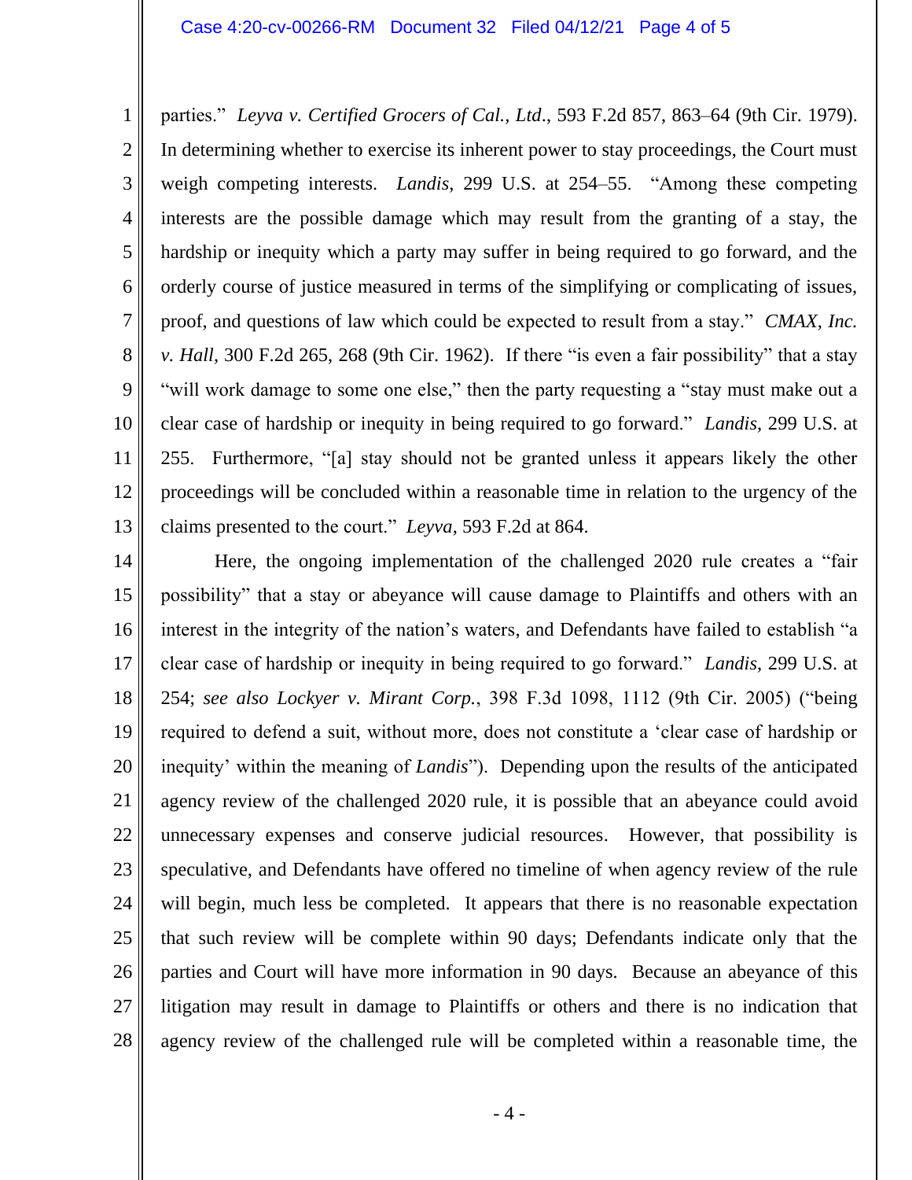parties." *Leyva v. Certified Grocers of Cal., Ltd.*, 593 F.2d 857, 863–64 (9th Cir. 1979). In determining whether to exercise its inherent power to stay proceedings, the Court must weigh competing interests. *Landis*, 299 U.S. at 254–55. "Among these competing interests are the possible damage which may result from the granting of a stay, the hardship or inequity which a party may suffer in being required to go forward, and the orderly course of justice measured in terms of the simplifying or complicating of issues, proof, and questions of law which could be expected to result from a stay." *CMAX, Inc. v. Hall*, 300 F.2d 265, 268 (9th Cir. 1962). If there "is even a fair possibility" that a stay "will work damage to some one else," then the party requesting a "stay must make out a clear case of hardship or inequity in being required to go forward." *Landis*, 299 U.S. at 255. Furthermore, "[a] stay should not be granted unless it appears likely the other proceedings will be concluded within a reasonable time in relation to the urgency of the claims presented to the court." *Leyva*, 593 F.2d at 864.

Here, the ongoing implementation of the challenged 2020 rule creates a "fair possibility" that a stay or abeyance will cause damage to Plaintiffs and others with an interest in the integrity of the nation's waters, and Defendants have failed to establish "a clear case of hardship or inequity in being required to go forward." *Landis*, 299 U.S. at 254; *see also Lockyer v. Mirant Corp.*, 398 F.3d 1098, 1112 (9th Cir. 2005) ("being required to defend a suit, without more, does not constitute a 'clear case of hardship or inequity' within the meaning of *Landis*"). Depending upon the results of the anticipated agency review of the challenged 2020 rule, it is possible that an abeyance could avoid unnecessary expenses and conserve judicial resources. However, that possibility is speculative, and Defendants have offered no timeline of when agency review of the rule will begin, much less be completed. It appears that there is no reasonable expectation that such review will be complete within 90 days; Defendants indicate only that the parties and Court will have more information in 90 days. Because an abeyance of this litigation may result in damage to Plaintiffs or others and there is no indication that agency review of the challenged rule will be completed within a reasonable time, the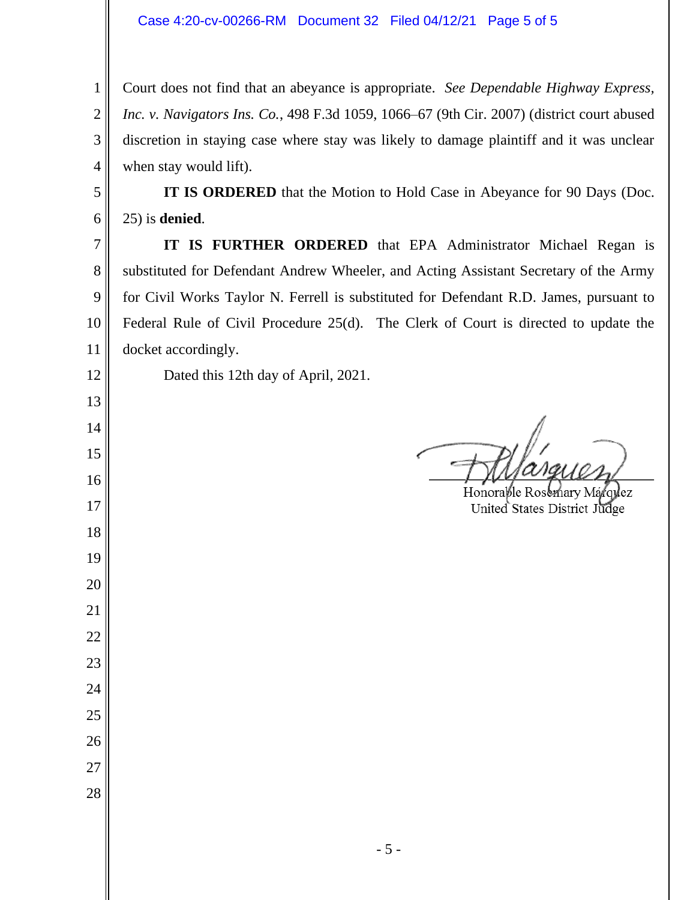Court does not find that an abeyance is appropriate. *See Dependable Highway Express, Inc. v. Navigators Ins. Co.*, 498 F.3d 1059, 1066–67 (9th Cir. 2007) (district court abused discretion in staying case where stay was likely to damage plaintiff and it was unclear when stay would lift).

**IT IS ORDERED** that the Motion to Hold Case in Abeyance for 90 Days (Doc. 25) is **denied**.

**IT IS FURTHER ORDERED** that EPA Administrator Michael Regan is substituted for Defendant Andrew Wheeler, and Acting Assistant Secretary of the Army for Civil Works Taylor N. Ferrell is substituted for Defendant R.D. James, pursuant to Federal Rule of Civil Procedure 25(d). The Clerk of Court is directed to update the docket accordingly.

Dated this 12th day of April, 2021.

Honorable Rosemary Márquez
United States District Judge